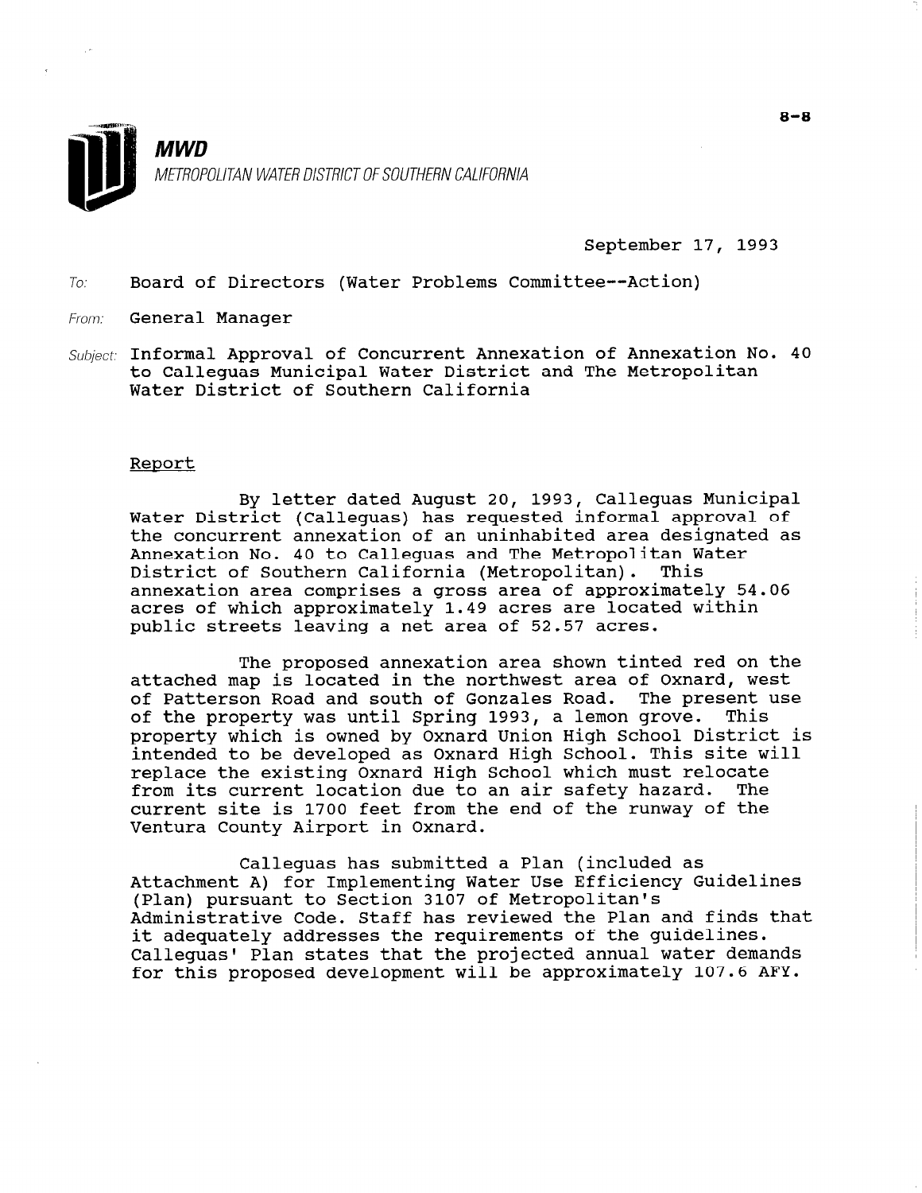**MWD**

*METROPOLITAN WATER DISTRICT OF SOUTHERN CALIFORNIA*

September 17, 1993

To: Board of Directors (Water Problems Committee--Action)

From: General Manager

Subject: Informal Approval of Concurrent Annexation of Annexation No. 40 to Calleguas Municipal Water District and The Metropolitan Water District of Southern California

## Report

By letter dated August 20, 1993, Calleguas Municipal Water District (Calleguas) has requested informal approval of the concurrent annexation of an uninhabited area designated as Annexation No. 40 to Calleguas and The Metropolitan Water District of Southern California (Metropolitan). This annexation area comprises a gross area of approximately 54.06 acres of which approximately 1.49 acres are located within public streets leaving a net area of 52.57 acres.

The proposed annexation area shown tinted red on the attached map is located in the northwest area of Oxnard, west of Patterson Road and south of Gonzales Road. The present use of the property was until Spring 1993, a lemon grove. This property which is owned by Oxnard Union High School District is intended to be developed as Oxnard High School. This site will replace the existing Oxnard High School which must relocate from its current location due to an air safety hazard. The current site is 1700 feet from the end of the runway of the Ventura County Airport in Oxnard.

Calleguas has submitted a Plan (included as Attachment A) for Implementing Water Use Efficiency Guidelines (Plan) pursuant to Section 3107 of Metropolitan's Administrative Code. Staff has reviewed the Plan and finds that it adequately addresses the requirements of the guidelines. Calleguas' Plan states that the projected annual water demands for this proposed development will be approximately 107.6 AFY.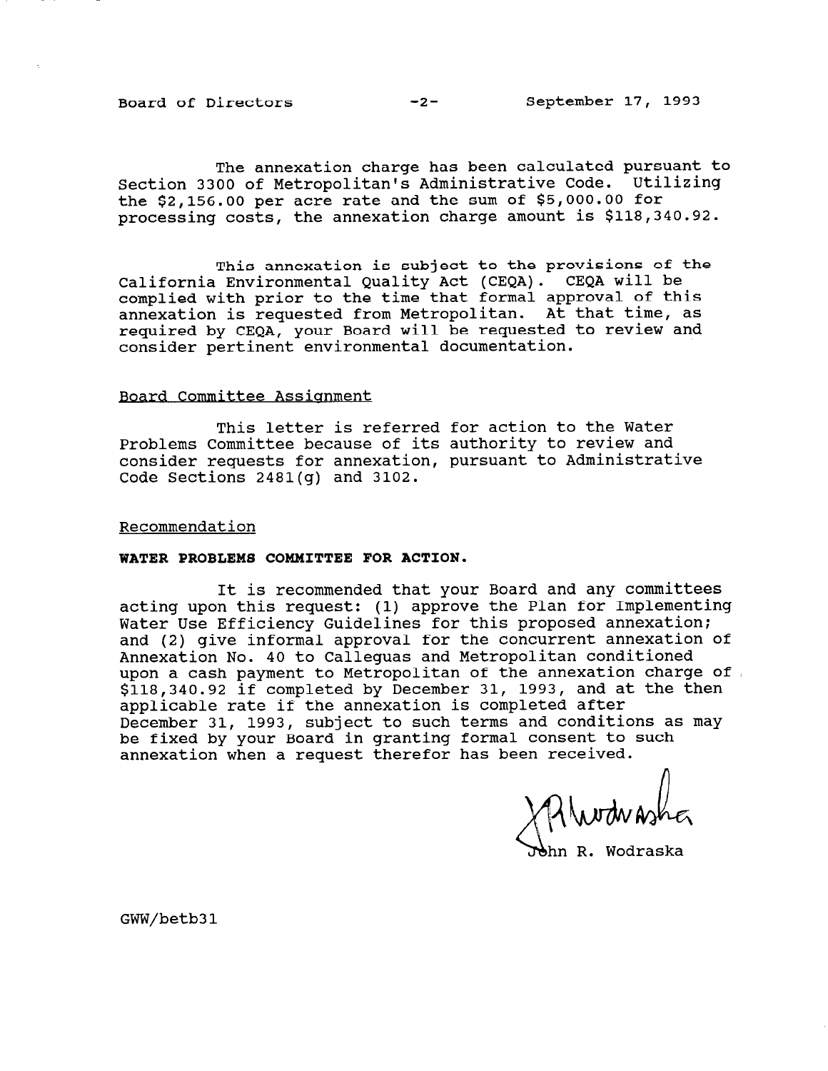The annexation charge has been calculated pursuant to Section 3300 of Metropolitan's Administrative Code. Utilizing the $2,156.00 per acre rate and the sum of $5,000.00 for processing costs, the annexation charge amount is $118,340.92.

This annexation is subject to the provisions of the California Environmental Quality Act (CEQA). CEQA will be complied with prior to the time that formal approval of this annexation is requested from Metropolitan. At that time, as required by CEQA, your Board will be requested to review and consider pertinent environmental documentation.

## Board Committee Assignment

This letter is referred for action to the Water Problems Committee because of its authority to review and consider requests for annexation, pursuant to Administrative Code Sections 2481(g) and 3102.

## Recommendation

**WATER PROBLEMS COMMITTEE FOR ACTION.**

It is recommended that your Board and any committees acting upon this request: (1) approve the Plan for Implementing Water Use Efficiency Guidelines for this proposed annexation; and (2) give informal approval for the concurrent annexation of Annexation No. 40 to Calleguas and Metropolitan conditioned upon a cash payment to Metropolitan of the annexation charge of $118,340.92 if completed by December 31, 1993, and at the then applicable rate if the annexation is completed after December 31, 1993, subject to such terms and conditions as may be fixed by your Board in granting formal consent to such annexation when a request therefor has been received.

John R. Wodraska

GWW/betb31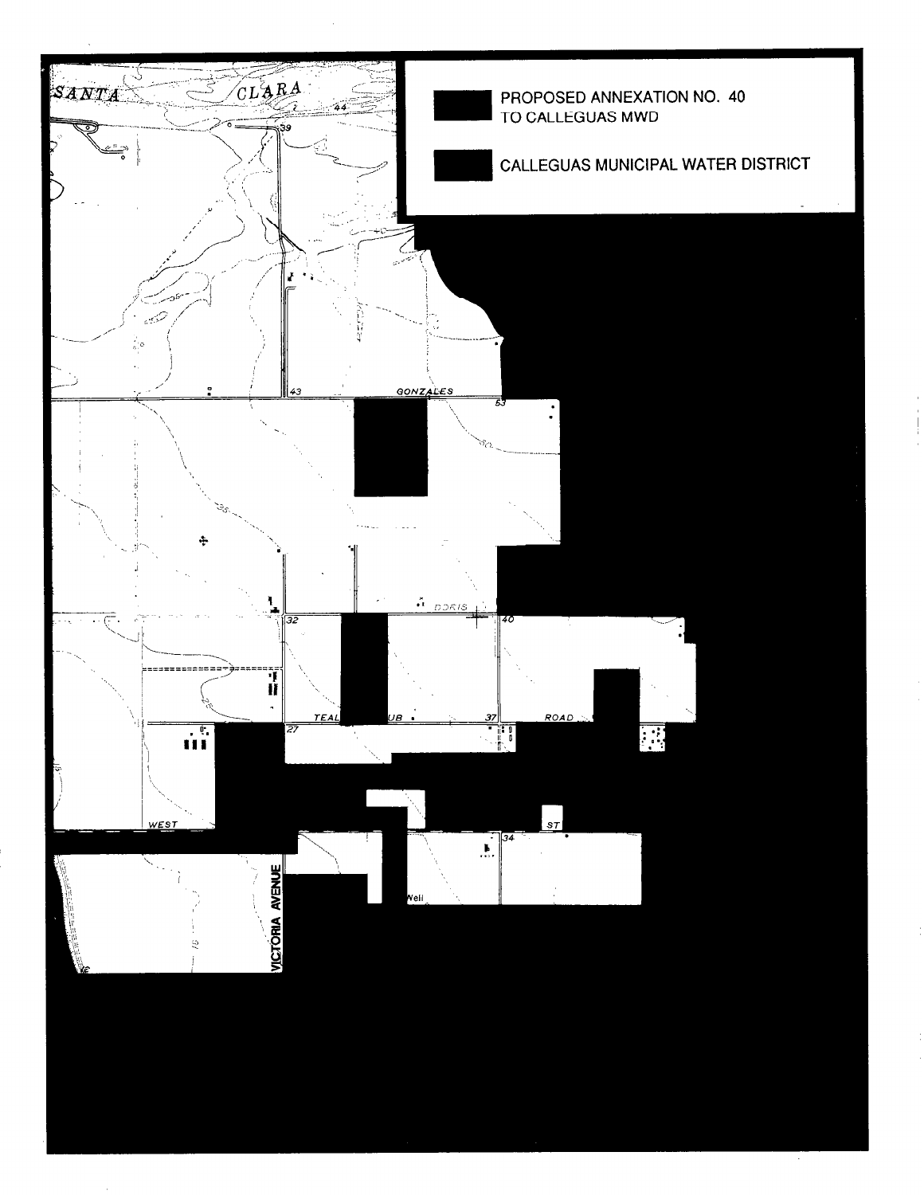PROPOSED ANNEXATION NO. 40 TO CALLEGUAS MWD

CALLEGUAS MUNICIPAL WATER DISTRICT

SANTA CLARA

GONZALES

DORIS

TEAL CLUB ROAD

WEST

ST

VICTORIA AVENUE

Well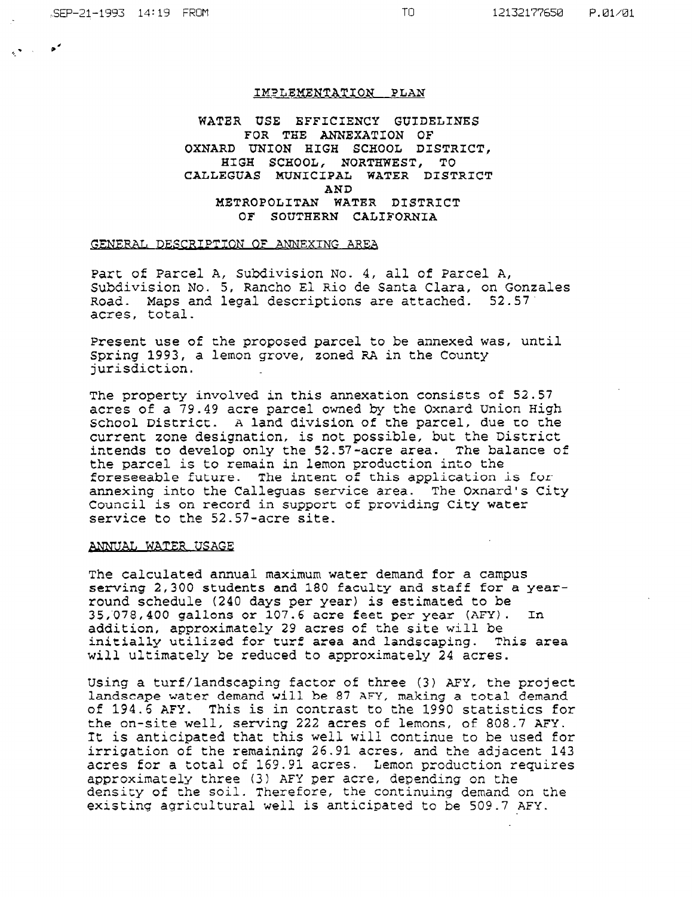## IMPLEMENTATION PLAN

**WATER USE EFFICIENCY GUIDELINES FOR THE ANNEXATION OF OXNARD UNION HIGH SCHOOL DISTRICT, HIGH SCHOOL, NORTHWEST, TO CALLEGUAS MUNICIPAL WATER DISTRICT AND METROPOLITAN WATER DISTRICT OF SOUTHERN CALIFORNIA**

### GENERAL DESCRIPTION OF ANNEXING AREA

Part of Parcel A, Subdivision No. 4, all of Parcel A, Subdivision No. 5, Rancho El Rio de Santa Clara, on Gonzales Road. Maps and legal descriptions are attached. 52.57 acres, total.

Present use of the proposed parcel to be annexed was, until Spring 1993, a lemon grove, zoned RA in the County jurisdiction.

The property involved in this annexation consists of 52.57 acres of a 79.49 acre parcel owned by the Oxnard Union High School District. A land division of the parcel, due to the current zone designation, is not possible, but the District intends to develop only the 52.57-acre area. The balance of the parcel is to remain in lemon production into the foreseeable future. The intent of this application is for annexing into the Calleguas service area. The Oxnard's City Council is on record in support of providing City water service to the 52.57-acre site.

### ANNUAL WATER USAGE

The calculated annual maximum water demand for a campus serving 2,300 students and 180 faculty and staff for a year-round schedule (240 days per year) is estimated to be 35,078,400 gallons or 107.6 acre feet per year (AFY). In addition, approximately 29 acres of the site will be initially utilized for turf area and landscaping. This area will ultimately be reduced to approximately 24 acres.

Using a turf/landscaping factor of three (3) AFY, the project landscape water demand will be 87 AFY, making a total demand of 194.6 AFY. This is in contrast to the 1990 statistics for the on-site well, serving 222 acres of lemons, of 808.7 AFY. It is anticipated that this well will continue to be used for irrigation of the remaining 26.91 acres, and the adjacent 143 acres for a total of 169.91 acres. Lemon production requires approximately three (3) AFY per acre, depending on the density of the soil. Therefore, the continuing demand on the existing agricultural well is anticipated to be 509.7 AFY.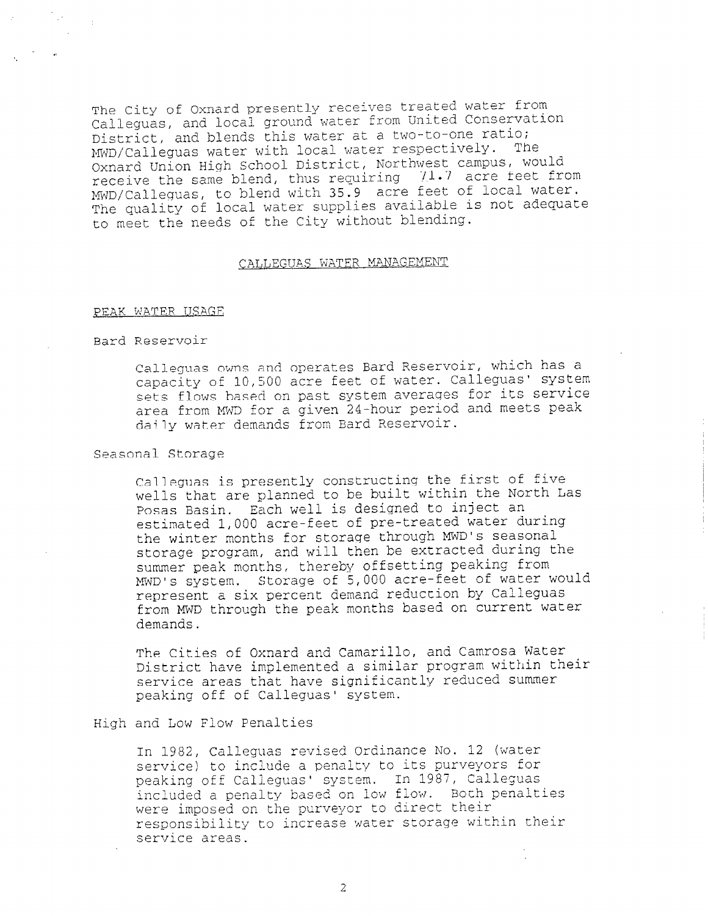The City of Oxnard presently receives treated water from Calleguas, and local ground water from United Conservation District, and blends this water at a two-to-one ratio; MWD/Calleguas water with local water respectively. The Oxnard Union High School District, Northwest campus, would receive the same blend, thus requiring 71.7 acre feet from MWD/Calleguas, to blend with 35.9 acre feet of local water. The quality of local water supplies available is not adequate to meet the needs of the City without blending.

## CALLEGUAS WATER MANAGEMENT

### PEAK WATER USAGE

Bard Reservoir

Calleguas owns and operates Bard Reservoir, which has a capacity of 10,500 acre feet of water. Calleguas' system sets flows based on past system averages for its service area from MWD for a given 24-hour period and meets peak daily water demands from Bard Reservoir.

Seasonal Storage

Calleguas is presently constructing the first of five wells that are planned to be built within the North Las Posas Basin. Each well is designed to inject an estimated 1,000 acre-feet of pre-treated water during the winter months for storage through MWD's seasonal storage program, and will then be extracted during the summer peak months, thereby offsetting peaking from MWD's system. Storage of 5,000 acre-feet of water would represent a six percent demand reduction by Calleguas from MWD through the peak months based on current water demands.

The Cities of Oxnard and Camarillo, and Camrosa Water District have implemented a similar program within their service areas that have significantly reduced summer peaking off of Calleguas' system.

High and Low Flow Penalties

In 1982, Calleguas revised Ordinance No. 12 (water service) to include a penalty to its purveyors for peaking off Calleguas' system. In 1987, Calleguas included a penalty based on low flow. Both penalties were imposed on the purveyor to direct their responsibility to increase water storage within their service areas.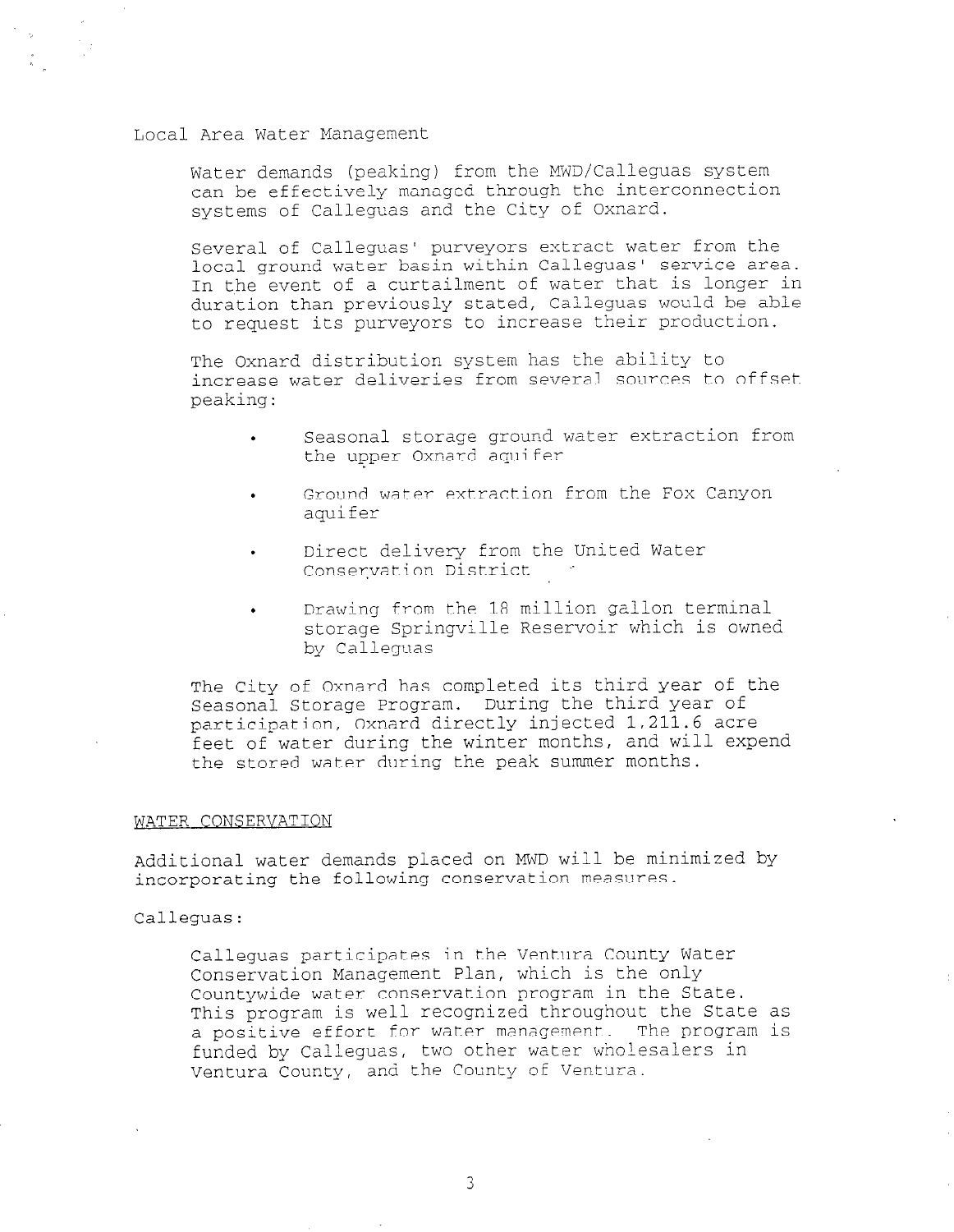Local Area Water Management

Water demands (peaking) from the MWD/Calleguas system can be effectively managed through the interconnection systems of Calleguas and the City of Oxnard.

Several of Calleguas' purveyors extract water from the local ground water basin within Calleguas' service area. In the event of a curtailment of water that is longer in duration than previously stated, Calleguas would be able to request its purveyors to increase their production.

The Oxnard distribution system has the ability to increase water deliveries from several sources to offset peaking:

- Seasonal storage ground water extraction from the upper Oxnard aquifer
- Ground water extraction from the Fox Canyon aquifer
- Direct delivery from the United Water Conservation District
- Drawing from the 18 million gallon terminal storage Springville Reservoir which is owned by Calleguas

The City of Oxnard has completed its third year of the Seasonal Storage Program. During the third year of participation, Oxnard directly injected 1,211.6 acre feet of water during the winter months, and will expend the stored water during the peak summer months.

## WATER CONSERVATION

Additional water demands placed on MWD will be minimized by incorporating the following conservation measures.

Calleguas:

Calleguas participates in the Ventura County Water Conservation Management Plan, which is the only Countywide water conservation program in the State. This program is well recognized throughout the State as a positive effort for water management. The program is funded by Calleguas, two other water wholesalers in Ventura County, and the County of Ventura.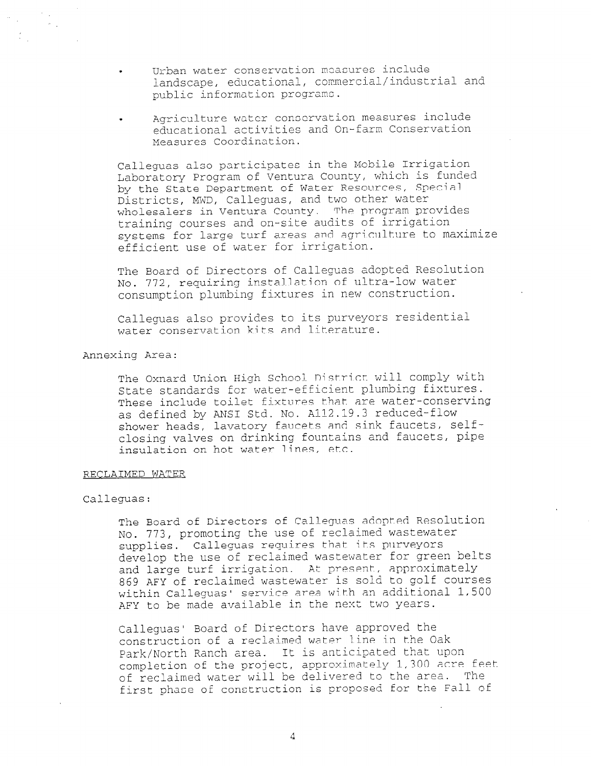- Urban water conservation measures include landscape, educational, commercial/industrial and public information programs.

- Agriculture water conservation measures include educational activities and On-farm Conservation Measures Coordination.

Calleguas also participates in the Mobile Irrigation Laboratory Program of Ventura County, which is funded by the State Department of Water Resources, Special Districts, MWD, Calleguas, and two other water wholesalers in Ventura County. The program provides training courses and on-site audits of irrigation systems for large turf areas and agriculture to maximize efficient use of water for irrigation.

The Board of Directors of Calleguas adopted Resolution No. 772, requiring installation of ultra-low water consumption plumbing fixtures in new construction.

Calleguas also provides to its purveyors residential water conservation kits and literature.

Annexing Area:

The Oxnard Union High School District will comply with State standards for water-efficient plumbing fixtures. These include toilet fixtures that are water-conserving as defined by ANSI Std. No. A112.19.3 reduced-flow shower heads, lavatory faucets and sink faucets, self-closing valves on drinking fountains and faucets, pipe insulation on hot water lines, etc.

RECLAIMED WATER

Calleguas:

The Board of Directors of Calleguas adopted Resolution No. 773, promoting the use of reclaimed wastewater supplies. Calleguas requires that its purveyors develop the use of reclaimed wastewater for green belts and large turf irrigation. At present, approximately 869 AFY of reclaimed wastewater is sold to golf courses within Calleguas' service area with an additional 1,500 AFY to be made available in the next two years.

Calleguas' Board of Directors have approved the construction of a reclaimed water line in the Oak Park/North Ranch area. It is anticipated that upon completion of the project, approximately 1,300 acre feet of reclaimed water will be delivered to the area. The first phase of construction is proposed for the Fall of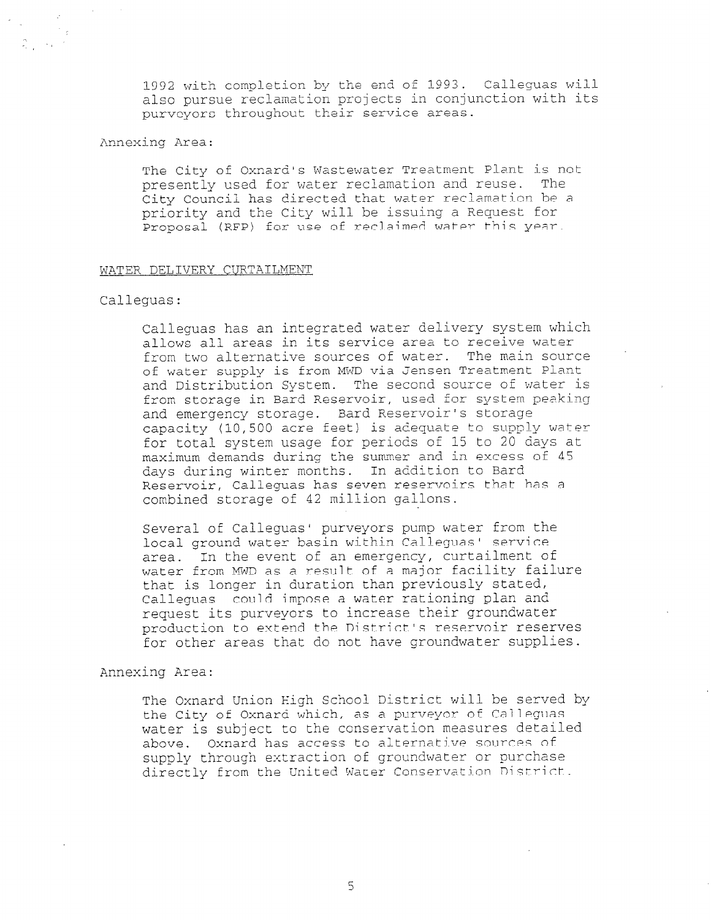1992 with completion by the end of 1993. Calleguas will also pursue reclamation projects in conjunction with its purveyors throughout their service areas.

Annexing Area:

The City of Oxnard's Wastewater Treatment Plant is not presently used for water reclamation and reuse. The City Council has directed that water reclamation be a priority and the City will be issuing a Request for Proposal (RFP) for use of reclaimed water this year.

WATER DELIVERY CURTAILMENT

Calleguas:

Calleguas has an integrated water delivery system which allows all areas in its service area to receive water from two alternative sources of water. The main source of water supply is from MWD via Jensen Treatment Plant and Distribution System. The second source of water is from storage in Bard Reservoir, used for system peaking and emergency storage. Bard Reservoir's storage capacity (10,500 acre feet) is adequate to supply water for total system usage for periods of 15 to 20 days at maximum demands during the summer and in excess of 45 days during winter months. In addition to Bard Reservoir, Calleguas has seven reservoirs that has a combined storage of 42 million gallons.

Several of Calleguas' purveyors pump water from the local ground water basin within Calleguas' service area. In the event of an emergency, curtailment of water from MWD as a result of a major facility failure that is longer in duration than previously stated, Calleguas could impose a water rationing plan and request its purveyors to increase their groundwater production to extend the District's reservoir reserves for other areas that do not have groundwater supplies.

Annexing Area:

The Oxnard Union High School District will be served by the City of Oxnard which, as a purveyor of Calleguas water is subject to the conservation measures detailed above. Oxnard has access to alternative sources of supply through extraction of groundwater or purchase directly from the United Water Conservation District.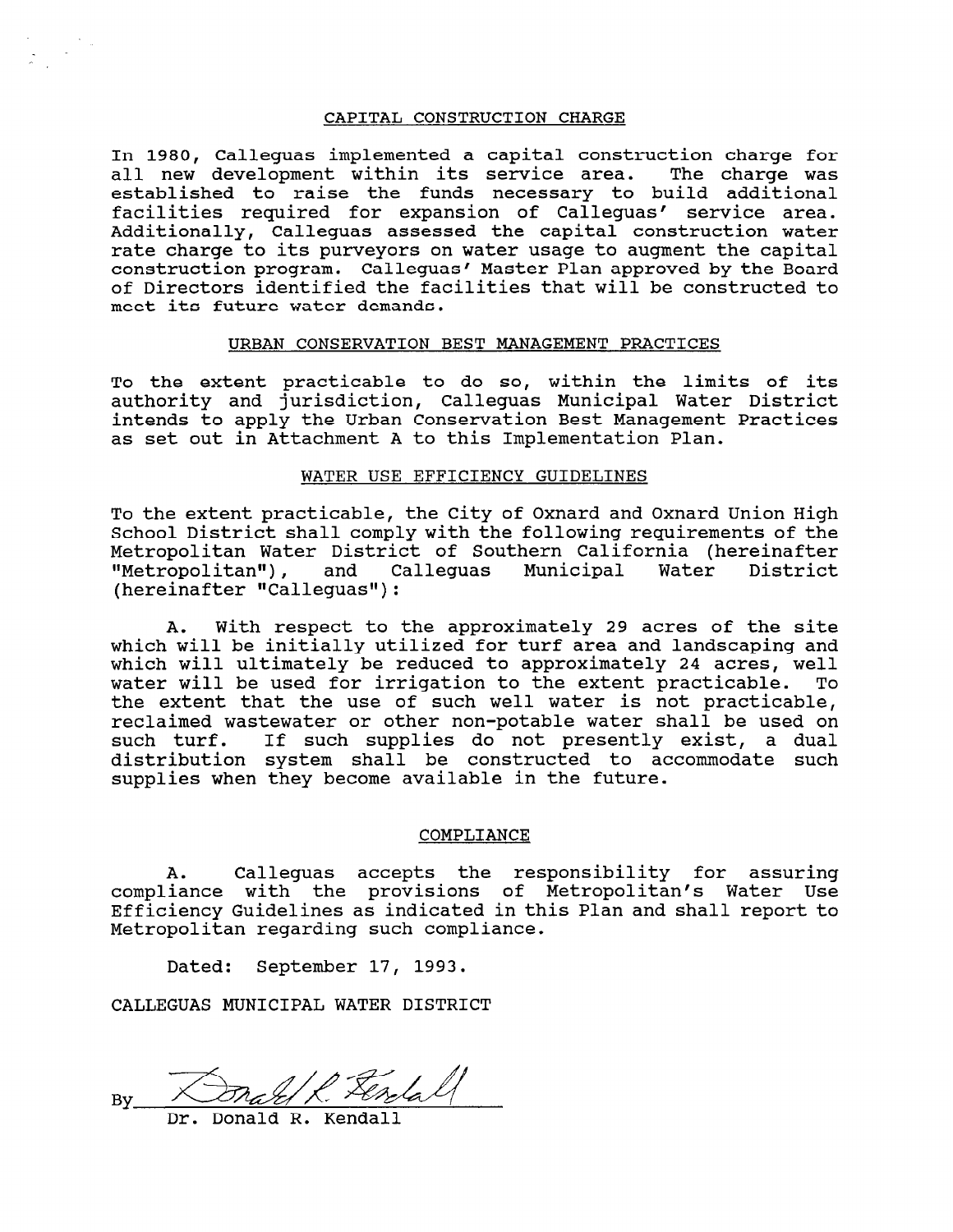## CAPITAL CONSTRUCTION CHARGE

In 1980, Calleguas implemented a capital construction charge for all new development within its service area. The charge was established to raise the funds necessary to build additional facilities required for expansion of Calleguas' service area. Additionally, Calleguas assessed the capital construction water rate charge to its purveyors on water usage to augment the capital construction program. Calleguas' Master Plan approved by the Board of Directors identified the facilities that will be constructed to meet its future water demands.

## URBAN CONSERVATION BEST MANAGEMENT PRACTICES

To the extent practicable to do so, within the limits of its authority and jurisdiction, Calleguas Municipal Water District intends to apply the Urban Conservation Best Management Practices as set out in Attachment A to this Implementation Plan.

## WATER USE EFFICIENCY GUIDELINES

To the extent practicable, the City of Oxnard and Oxnard Union High School District shall comply with the following requirements of the Metropolitan Water District of Southern California (hereinafter "Metropolitan"), and Calleguas Municipal Water District (hereinafter "Calleguas"):

A. With respect to the approximately 29 acres of the site which will be initially utilized for turf area and landscaping and which will ultimately be reduced to approximately 24 acres, well water will be used for irrigation to the extent practicable. To the extent that the use of such well water is not practicable, reclaimed wastewater or other non-potable water shall be used on such turf. If such supplies do not presently exist, a dual distribution system shall be constructed to accommodate such supplies when they become available in the future.

## COMPLIANCE

A. Calleguas accepts the responsibility for assuring compliance with the provisions of Metropolitan's Water Use Efficiency Guidelines as indicated in this Plan and shall report to Metropolitan regarding such compliance.

Dated: September 17, 1993.

CALLEGUAS MUNICIPAL WATER DISTRICT

By Donald R. Kendall

Dr. Donald R. Kendall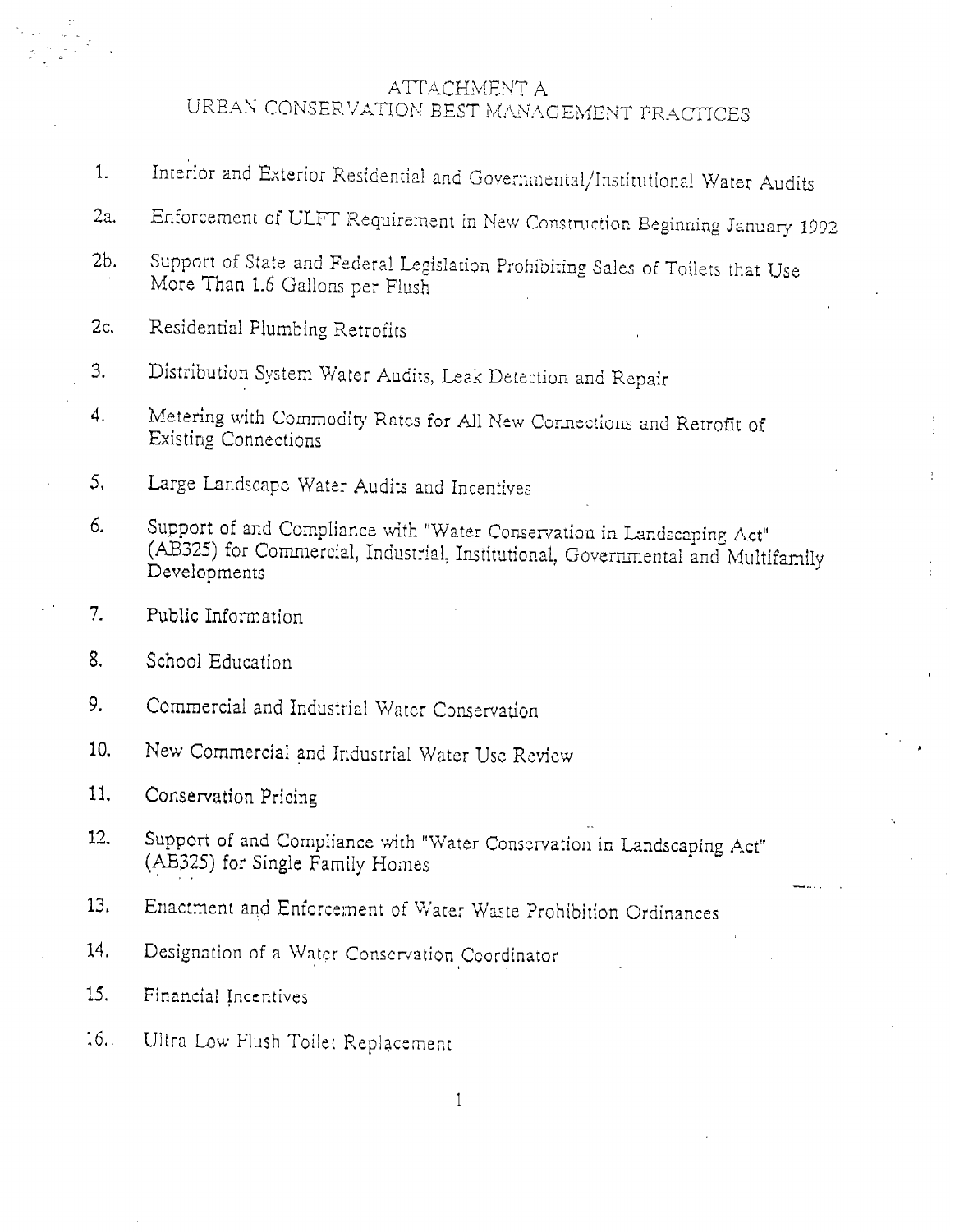# ATTACHMENT A
## URBAN CONSERVATION BEST MANAGEMENT PRACTICES

1. Interior and Exterior Residential and Governmental/Institutional Water Audits

2a. Enforcement of ULFT Requirement in New Construction Beginning January 1992

2b. Support of State and Federal Legislation Prohibiting Sales of Toilets that Use More Than 1.6 Gallons per Flush

2c. Residential Plumbing Retrofits

3. Distribution System Water Audits, Leak Detection and Repair

4. Metering with Commodity Rates for All New Connections and Retrofit of Existing Connections

5. Large Landscape Water Audits and Incentives

6. Support of and Compliance with "Water Conservation in Landscaping Act" (AB325) for Commercial, Industrial, Institutional, Governmental and Multifamily Developments

7. Public Information

8. School Education

9. Commercial and Industrial Water Conservation

10. New Commercial and Industrial Water Use Review

11. Conservation Pricing

12. Support of and Compliance with "Water Conservation in Landscaping Act" (AB325) for Single Family Homes

13. Enactment and Enforcement of Water Waste Prohibition Ordinances

14. Designation of a Water Conservation Coordinator

15. Financial Incentives

16. Ultra Low Flush Toilet Replacement